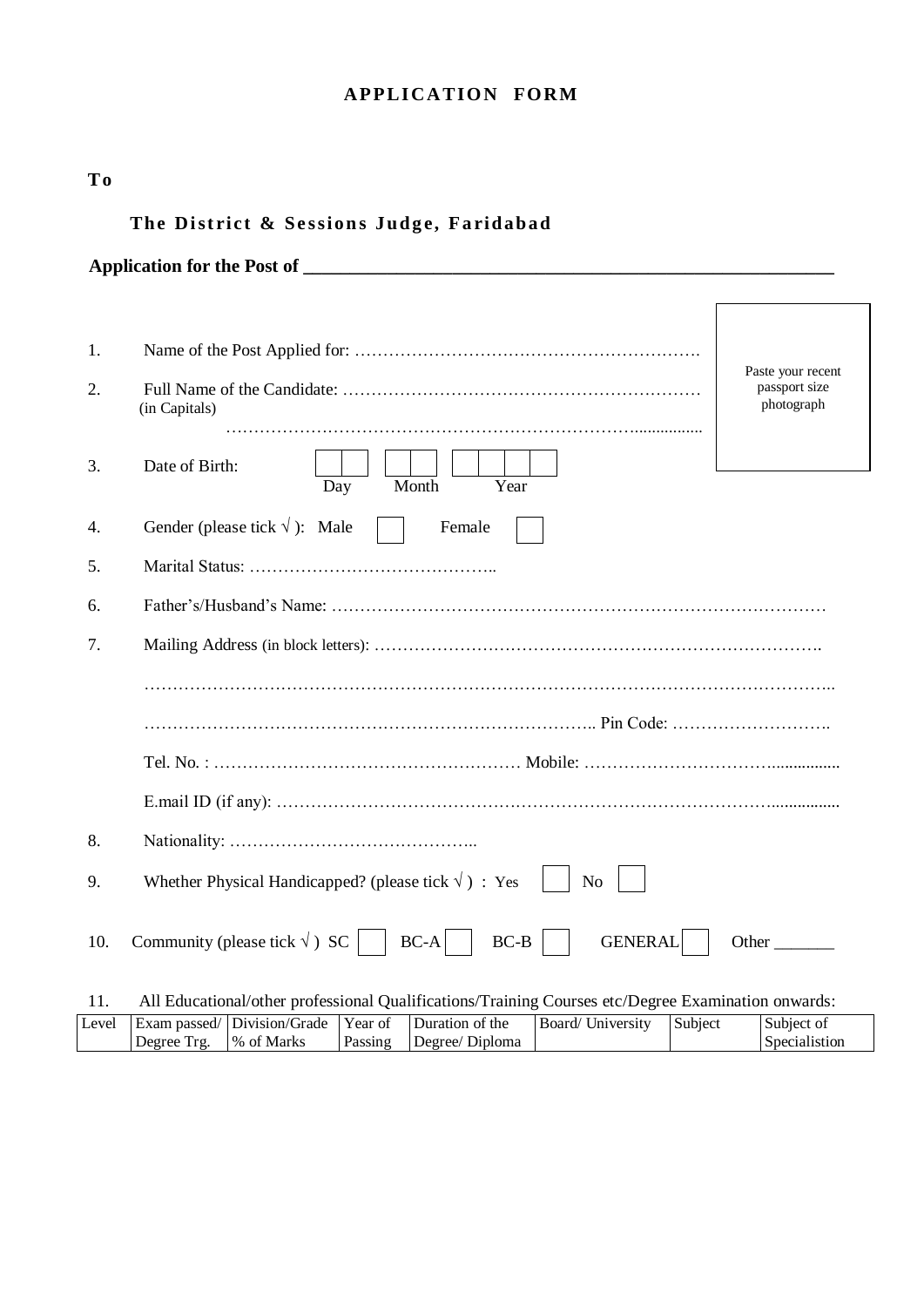# APPLICATION FORM

**To**

**The District & Sessions Judge, Faridabad**

**Application for the Post of \_\_\_\_\_\_\_\_\_\_\_\_\_\_\_\_\_\_\_\_\_\_\_\_\_\_\_\_\_\_\_\_\_\_\_\_\_\_\_\_\_\_\_\_\_\_\_\_\_\_\_\_\_\_\_\_**

Paste your recent passport size photograph

1. Name of the Post Applied for: ……………………………………………………….
2. Full Name of the Candidate: ………………………………………………………
   (in Capitals)
   ……………………………………………………………….................
3. Date of Birth: ☐☐ Day ☐☐ Month ☐☐☐☐ Year
4. Gender (please tick √ ): Male ☐ Female ☐
5. Marital Status: ……………………………………..
6. Father's/Husband's Name: …………………………………………………………………………
7. Mailing Address (in block letters): ………………………………………………………………….
   ……………………………………………………………………………………………………..
   …………………………………………………………………….. Pin Code: ……………………….
   Tel. No. : ……………………………………………… Mobile: …………………………................
   E.mail ID (if any): ……………………………………………………………………………................
8. Nationality: ……………………………………..
9. Whether Physical Handicapped? (please tick √ ) : Yes ☐ No ☐
10. Community (please tick √ ) SC ☐ BC-A ☐ BC-B ☐ GENERAL ☐ Other \_\_\_\_\_\_\_
11. All Educational/other professional Qualifications/Training Courses etc/Degree Examination onwards:

| Level | Exam passed/ Degree Trg. | Division/Grade % of Marks | Year of Passing | Duration of the Degree/ Diploma | Board/ University | Subject | Subject of Specialistion |
|---|---|---|---|---|---|---|---|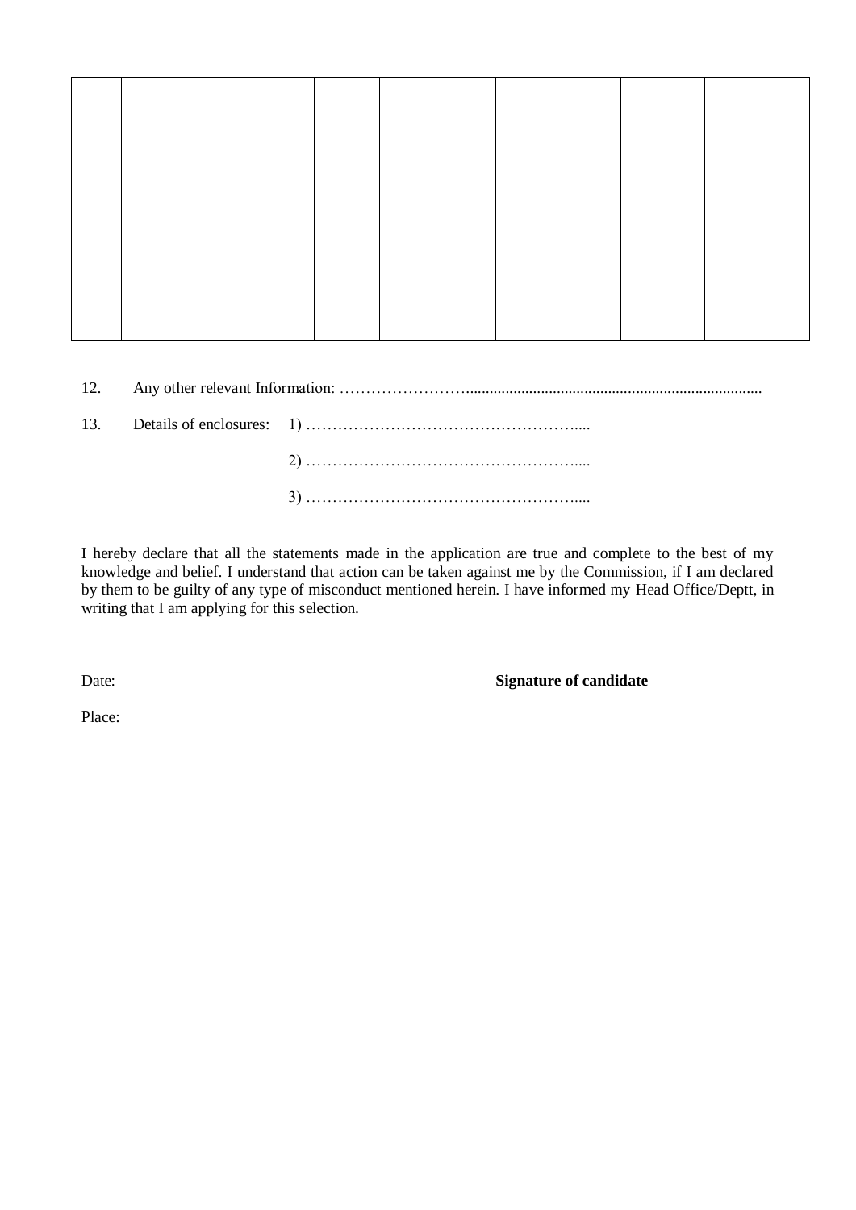| | | | | | | | |
|---|---|---|---|---|---|---|---|
| | | | | | | | |

12. Any other relevant Information: ……………………...........................................................................

13. Details of enclosures: 1) ……………………………………………....

    2) ……………………………………………....

    3) ……………………………………………....

I hereby declare that all the statements made in the application are true and complete to the best of my knowledge and belief. I understand that action can be taken against me by the Commission, if I am declared by them to be guilty of any type of misconduct mentioned herein. I have informed my Head Office/Deptt, in writing that I am applying for this selection.

Date: **Signature of candidate**

Place: